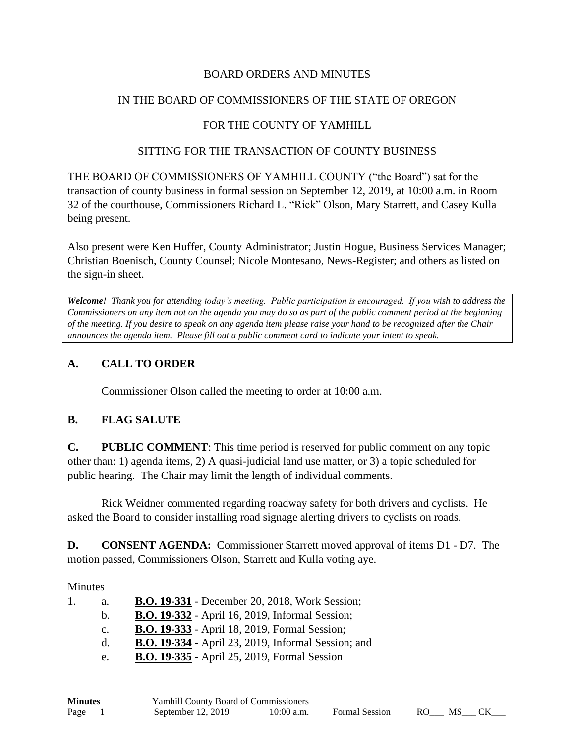BOARD ORDERS AND MINUTES

IN THE BOARD OF COMMISSIONERS OF THE STATE OF OREGON

FOR THE COUNTY OF YAMHILL

SITTING FOR THE TRANSACTION OF COUNTY BUSINESS

THE BOARD OF COMMISSIONERS OF YAMHILL COUNTY ("the Board") sat for the transaction of county business in formal session on September 12, 2019, at 10:00 a.m. in Room 32 of the courthouse, Commissioners Richard L. "Rick" Olson, Mary Starrett, and Casey Kulla being present.

Also present were Ken Huffer, County Administrator; Justin Hogue, Business Services Manager; Christian Boenisch, County Counsel; Nicole Montesano, News-Register; and others as listed on the sign-in sheet.

> ***Welcome!*** *Thank you for attending today's meeting. Public participation is encouraged. If you wish to address the Commissioners on any item not on the agenda you may do so as part of the public comment period at the beginning of the meeting. If you desire to speak on any agenda item please raise your hand to be recognized after the Chair announces the agenda item. Please fill out a public comment card to indicate your intent to speak.*

## A. CALL TO ORDER

Commissioner Olson called the meeting to order at 10:00 a.m.

## B. FLAG SALUTE

**C. PUBLIC COMMENT**: This time period is reserved for public comment on any topic other than: 1) agenda items, 2) A quasi-judicial land use matter, or 3) a topic scheduled for public hearing. The Chair may limit the length of individual comments.

Rick Weidner commented regarding roadway safety for both drivers and cyclists. He asked the Board to consider installing road signage alerting drivers to cyclists on roads.

**D. CONSENT AGENDA:** Commissioner Starrett moved approval of items D1 - D7. The motion passed, Commissioners Olson, Starrett and Kulla voting aye.

Minutes

1. a. **B.O. 19-331** - December 20, 2018, Work Session;
   b. **B.O. 19-332** - April 16, 2019, Informal Session;
   c. **B.O. 19-333** - April 18, 2019, Formal Session;
   d. **B.O. 19-334** - April 23, 2019, Informal Session; and
   e. **B.O. 19-335** - April 25, 2019, Formal Session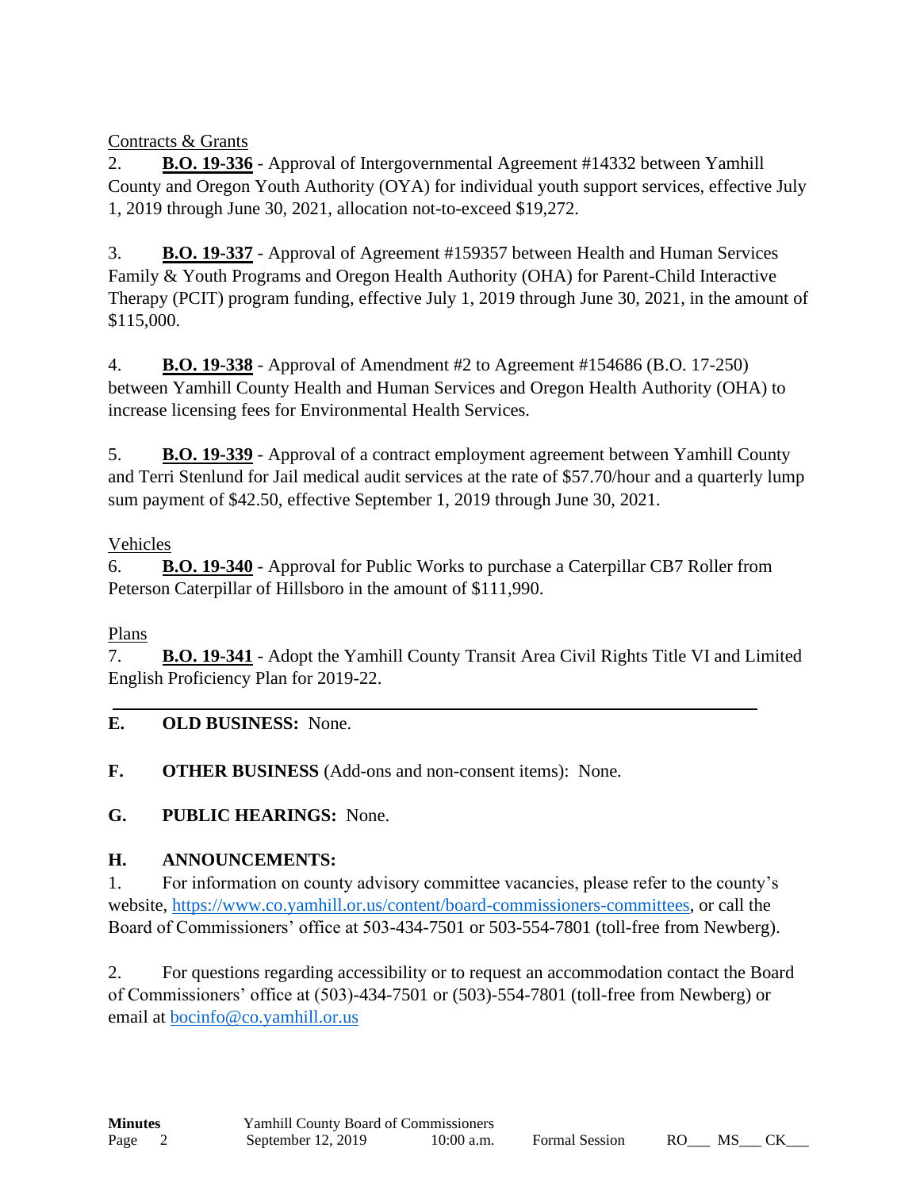Contracts & Grants

2. **B.O. 19-336** - Approval of Intergovernmental Agreement #14332 between Yamhill County and Oregon Youth Authority (OYA) for individual youth support services, effective July 1, 2019 through June 30, 2021, allocation not-to-exceed $19,272.

3. **B.O. 19-337** - Approval of Agreement #159357 between Health and Human Services Family & Youth Programs and Oregon Health Authority (OHA) for Parent-Child Interactive Therapy (PCIT) program funding, effective July 1, 2019 through June 30, 2021, in the amount of $115,000.

4. **B.O. 19-338** - Approval of Amendment #2 to Agreement #154686 (B.O. 17-250) between Yamhill County Health and Human Services and Oregon Health Authority (OHA) to increase licensing fees for Environmental Health Services.

5. **B.O. 19-339** - Approval of a contract employment agreement between Yamhill County and Terri Stenlund for Jail medical audit services at the rate of $57.70/hour and a quarterly lump sum payment of $42.50, effective September 1, 2019 through June 30, 2021.

Vehicles

6. **B.O. 19-340** - Approval for Public Works to purchase a Caterpillar CB7 Roller from Peterson Caterpillar of Hillsboro in the amount of $111,990.

Plans

7. **B.O. 19-341** - Adopt the Yamhill County Transit Area Civil Rights Title VI and Limited English Proficiency Plan for 2019-22.

---

**E. OLD BUSINESS:** None.

**F. OTHER BUSINESS** (Add-ons and non-consent items): None.

**G. PUBLIC HEARINGS:** None.

**H. ANNOUNCEMENTS:**

1. For information on county advisory committee vacancies, please refer to the county's website, https://www.co.yamhill.or.us/content/board-commissioners-committees, or call the Board of Commissioners' office at 503-434-7501 or 503-554-7801 (toll-free from Newberg).

2. For questions regarding accessibility or to request an accommodation contact the Board of Commissioners' office at (503)-434-7501 or (503)-554-7801 (toll-free from Newberg) or email at bocinfo@co.yamhill.or.us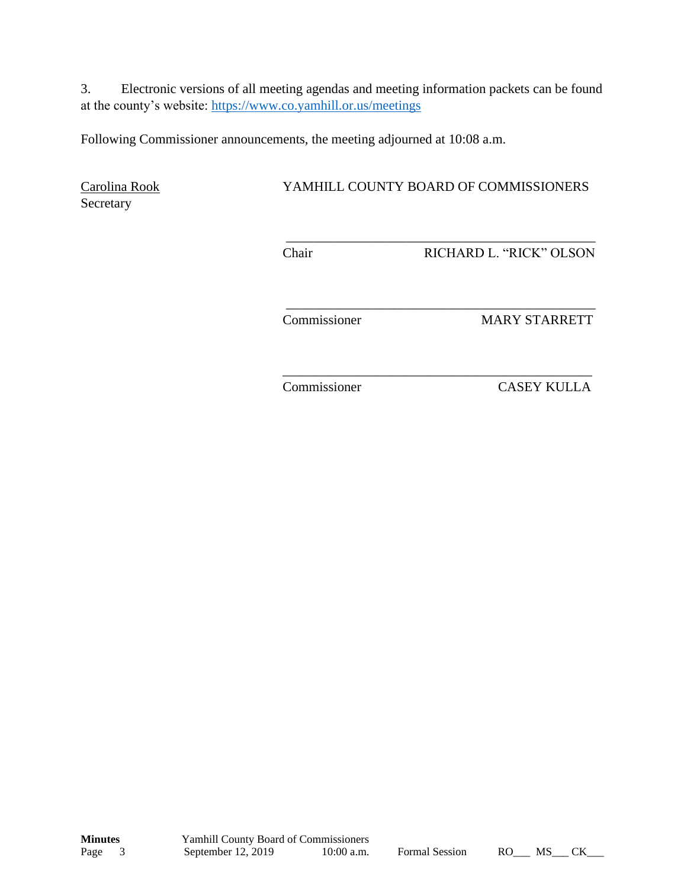3. Electronic versions of all meeting agendas and meeting information packets can be found at the county's website: [https://www.co.yamhill.or.us/meetings](https://www.co.yamhill.or.us/meetings)

Following Commissioner announcements, the meeting adjourned at 10:08 a.m.

Carolina Rook
Secretary

YAMHILL COUNTY BOARD OF COMMISSIONERS

\_\_\_\_\_\_\_\_\_\_\_\_\_\_\_\_\_\_\_\_\_\_\_\_\_\_\_\_\_\_\_\_\_\_\_\_\_\_\_\_\_\_\_\_
Chair RICHARD L. "RICK" OLSON

\_\_\_\_\_\_\_\_\_\_\_\_\_\_\_\_\_\_\_\_\_\_\_\_\_\_\_\_\_\_\_\_\_\_\_\_\_\_\_\_\_\_\_\_
Commissioner MARY STARRETT

\_\_\_\_\_\_\_\_\_\_\_\_\_\_\_\_\_\_\_\_\_\_\_\_\_\_\_\_\_\_\_\_\_\_\_\_\_\_\_\_\_\_\_\_
Commissioner CASEY KULLA